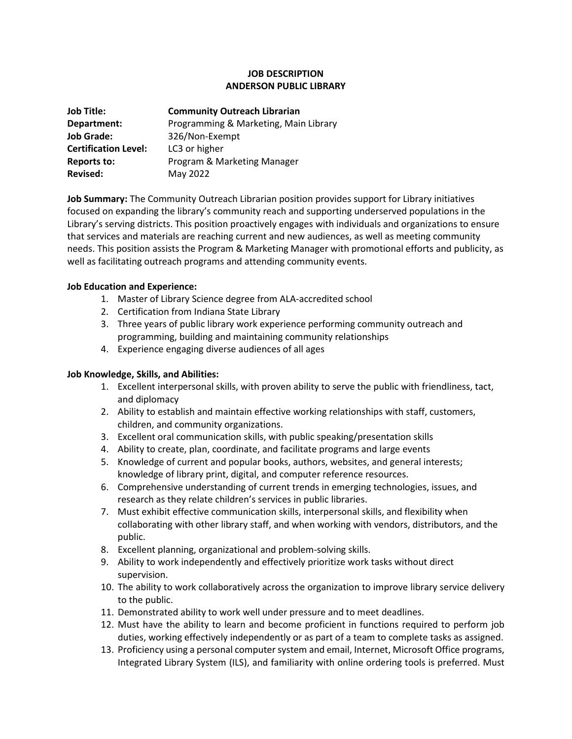# JOB DESCRIPTION
# ANDERSON PUBLIC LIBRARY

| | |
|---|---|
| **Job Title:** | **Community Outreach Librarian** |
| **Department:** | Programming & Marketing, Main Library |
| **Job Grade:** | 326/Non-Exempt |
| **Certification Level:** | LC3 or higher |
| **Reports to:** | Program & Marketing Manager |
| **Revised:** | May 2022 |

**Job Summary:** The Community Outreach Librarian position provides support for Library initiatives focused on expanding the library's community reach and supporting underserved populations in the Library's serving districts. This position proactively engages with individuals and organizations to ensure that services and materials are reaching current and new audiences, as well as meeting community needs. This position assists the Program & Marketing Manager with promotional efforts and publicity, as well as facilitating outreach programs and attending community events.

**Job Education and Experience:**

1. Master of Library Science degree from ALA-accredited school
2. Certification from Indiana State Library
3. Three years of public library work experience performing community outreach and programming, building and maintaining community relationships
4. Experience engaging diverse audiences of all ages

**Job Knowledge, Skills, and Abilities:**

1. Excellent interpersonal skills, with proven ability to serve the public with friendliness, tact, and diplomacy
2. Ability to establish and maintain effective working relationships with staff, customers, children, and community organizations.
3. Excellent oral communication skills, with public speaking/presentation skills
4. Ability to create, plan, coordinate, and facilitate programs and large events
5. Knowledge of current and popular books, authors, websites, and general interests; knowledge of library print, digital, and computer reference resources.
6. Comprehensive understanding of current trends in emerging technologies, issues, and research as they relate children's services in public libraries.
7. Must exhibit effective communication skills, interpersonal skills, and flexibility when collaborating with other library staff, and when working with vendors, distributors, and the public.
8. Excellent planning, organizational and problem-solving skills.
9. Ability to work independently and effectively prioritize work tasks without direct supervision.
10. The ability to work collaboratively across the organization to improve library service delivery to the public.
11. Demonstrated ability to work well under pressure and to meet deadlines.
12. Must have the ability to learn and become proficient in functions required to perform job duties, working effectively independently or as part of a team to complete tasks as assigned.
13. Proficiency using a personal computer system and email, Internet, Microsoft Office programs, Integrated Library System (ILS), and familiarity with online ordering tools is preferred. Must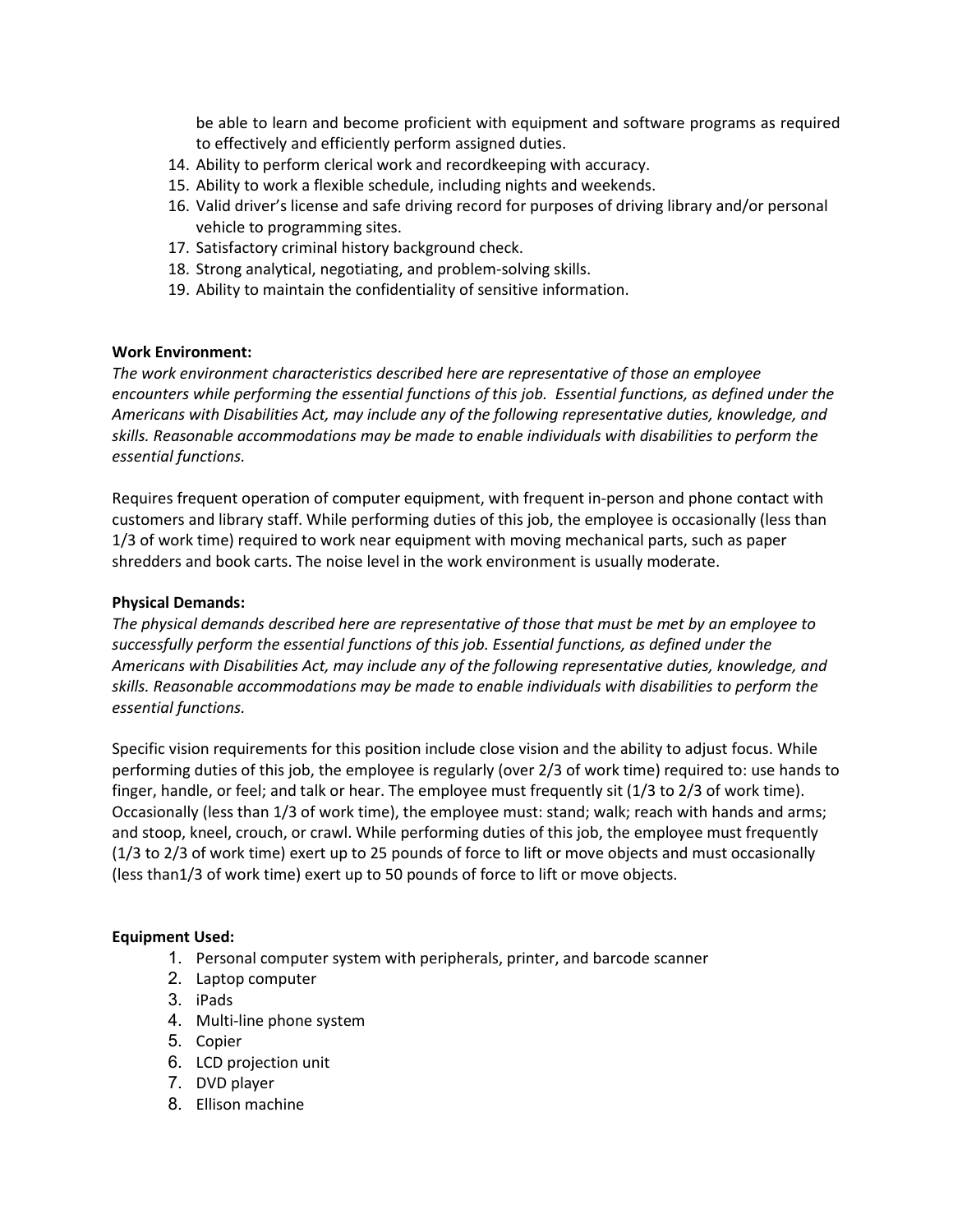be able to learn and become proficient with equipment and software programs as required to effectively and efficiently perform assigned duties.

14. Ability to perform clerical work and recordkeeping with accuracy.
15. Ability to work a flexible schedule, including nights and weekends.
16. Valid driver's license and safe driving record for purposes of driving library and/or personal vehicle to programming sites.
17. Satisfactory criminal history background check.
18. Strong analytical, negotiating, and problem-solving skills.
19. Ability to maintain the confidentiality of sensitive information.

**Work Environment:**

*The work environment characteristics described here are representative of those an employee encounters while performing the essential functions of this job. Essential functions, as defined under the Americans with Disabilities Act, may include any of the following representative duties, knowledge, and skills. Reasonable accommodations may be made to enable individuals with disabilities to perform the essential functions.*

Requires frequent operation of computer equipment, with frequent in-person and phone contact with customers and library staff. While performing duties of this job, the employee is occasionally (less than 1/3 of work time) required to work near equipment with moving mechanical parts, such as paper shredders and book carts. The noise level in the work environment is usually moderate.

**Physical Demands:**

*The physical demands described here are representative of those that must be met by an employee to successfully perform the essential functions of this job. Essential functions, as defined under the Americans with Disabilities Act, may include any of the following representative duties, knowledge, and skills. Reasonable accommodations may be made to enable individuals with disabilities to perform the essential functions.*

Specific vision requirements for this position include close vision and the ability to adjust focus. While performing duties of this job, the employee is regularly (over 2/3 of work time) required to: use hands to finger, handle, or feel; and talk or hear. The employee must frequently sit (1/3 to 2/3 of work time). Occasionally (less than 1/3 of work time), the employee must: stand; walk; reach with hands and arms; and stoop, kneel, crouch, or crawl. While performing duties of this job, the employee must frequently (1/3 to 2/3 of work time) exert up to 25 pounds of force to lift or move objects and must occasionally (less than1/3 of work time) exert up to 50 pounds of force to lift or move objects.

**Equipment Used:**

1. Personal computer system with peripherals, printer, and barcode scanner
2. Laptop computer
3. iPads
4. Multi-line phone system
5. Copier
6. LCD projection unit
7. DVD player
8. Ellison machine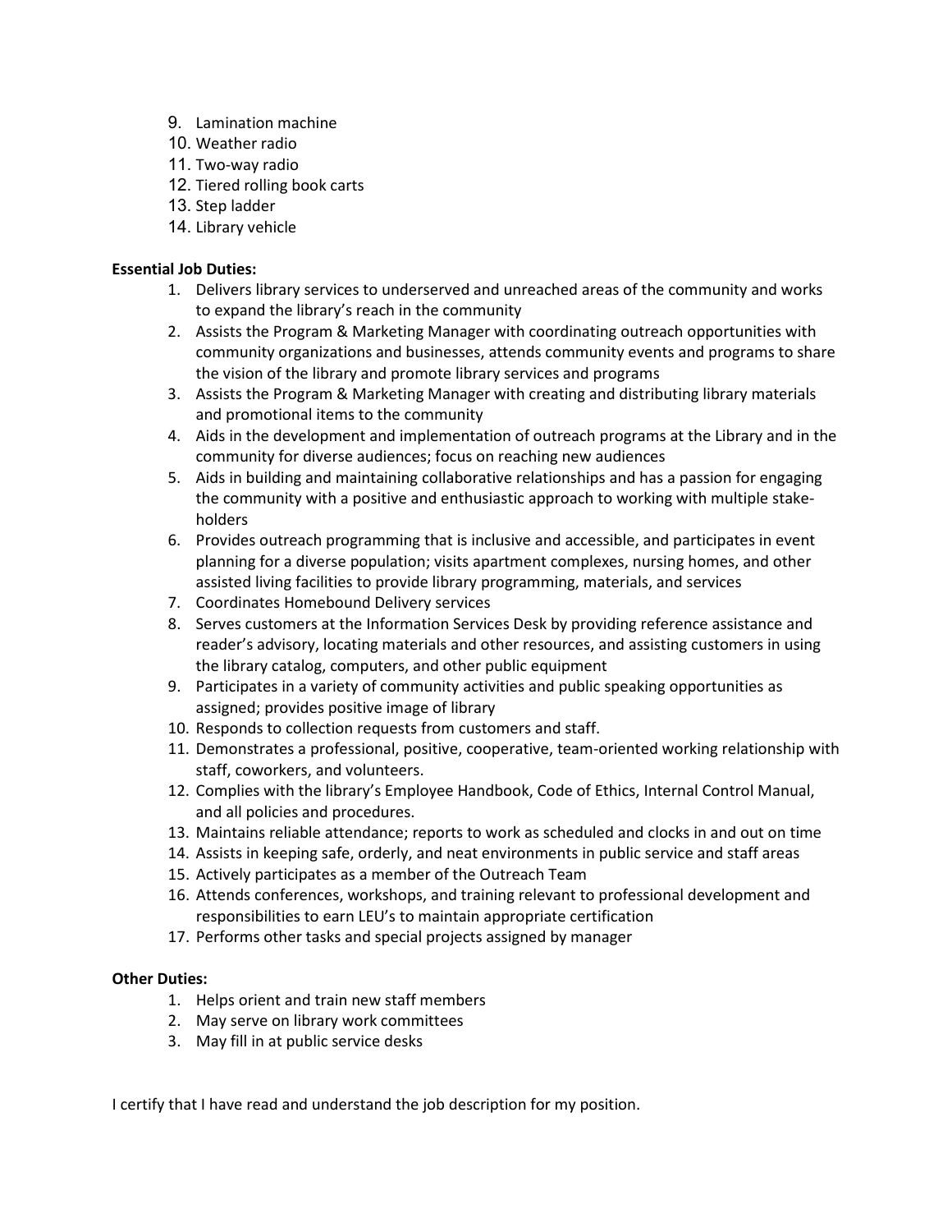9. Lamination machine
10. Weather radio
11. Two-way radio
12. Tiered rolling book carts
13. Step ladder
14. Library vehicle

**Essential Job Duties:**

1. Delivers library services to underserved and unreached areas of the community and works to expand the library's reach in the community
2. Assists the Program & Marketing Manager with coordinating outreach opportunities with community organizations and businesses, attends community events and programs to share the vision of the library and promote library services and programs
3. Assists the Program & Marketing Manager with creating and distributing library materials and promotional items to the community
4. Aids in the development and implementation of outreach programs at the Library and in the community for diverse audiences; focus on reaching new audiences
5. Aids in building and maintaining collaborative relationships and has a passion for engaging the community with a positive and enthusiastic approach to working with multiple stake-holders
6. Provides outreach programming that is inclusive and accessible, and participates in event planning for a diverse population; visits apartment complexes, nursing homes, and other assisted living facilities to provide library programming, materials, and services
7. Coordinates Homebound Delivery services
8. Serves customers at the Information Services Desk by providing reference assistance and reader's advisory, locating materials and other resources, and assisting customers in using the library catalog, computers, and other public equipment
9. Participates in a variety of community activities and public speaking opportunities as assigned; provides positive image of library
10. Responds to collection requests from customers and staff.
11. Demonstrates a professional, positive, cooperative, team-oriented working relationship with staff, coworkers, and volunteers.
12. Complies with the library's Employee Handbook, Code of Ethics, Internal Control Manual, and all policies and procedures.
13. Maintains reliable attendance; reports to work as scheduled and clocks in and out on time
14. Assists in keeping safe, orderly, and neat environments in public service and staff areas
15. Actively participates as a member of the Outreach Team
16. Attends conferences, workshops, and training relevant to professional development and responsibilities to earn LEU's to maintain appropriate certification
17. Performs other tasks and special projects assigned by manager

**Other Duties:**

1. Helps orient and train new staff members
2. May serve on library work committees
3. May fill in at public service desks

I certify that I have read and understand the job description for my position.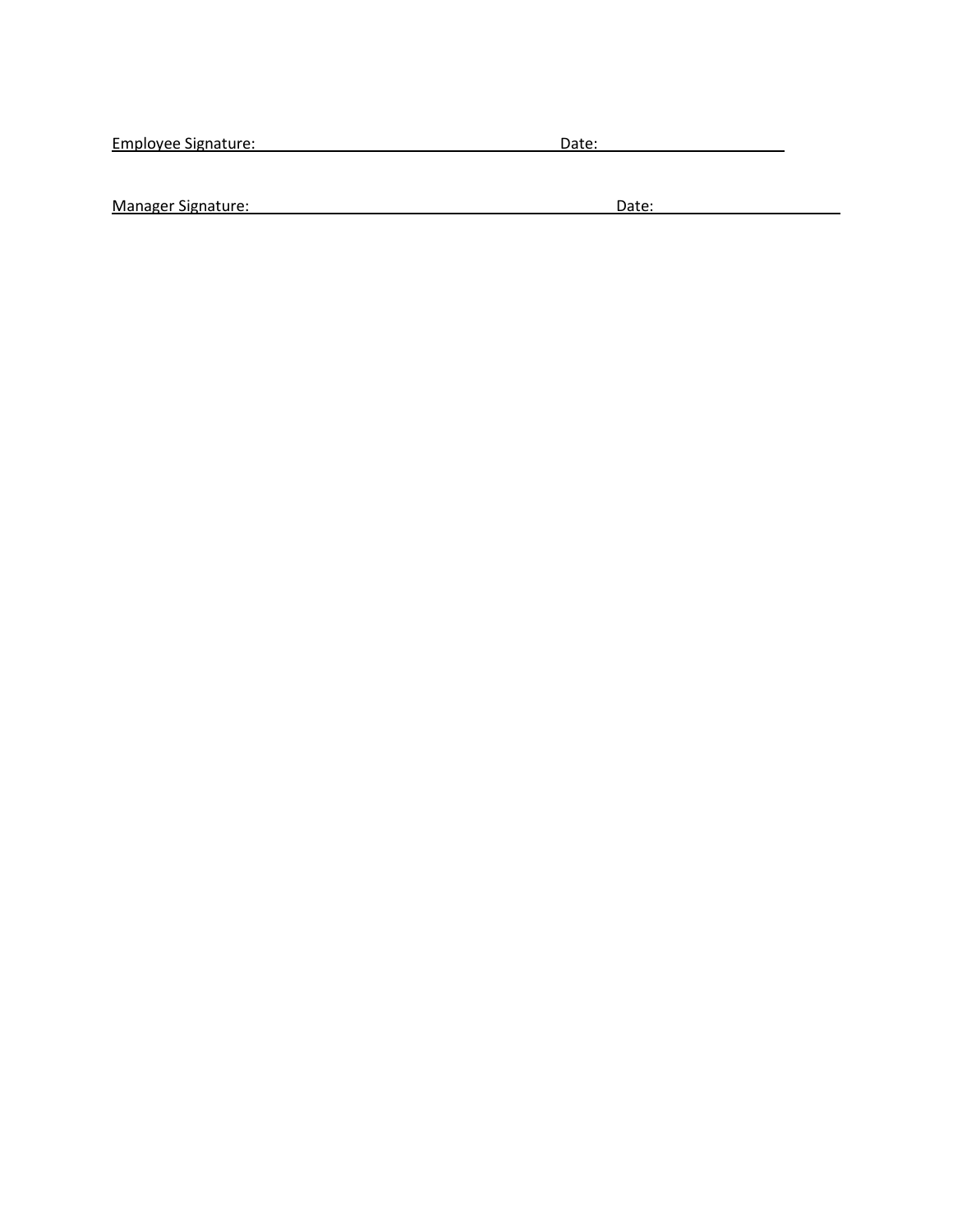Employee Signature: ______________________________________ Date: ______________________

Manager Signature: ______________________________________ Date: ______________________